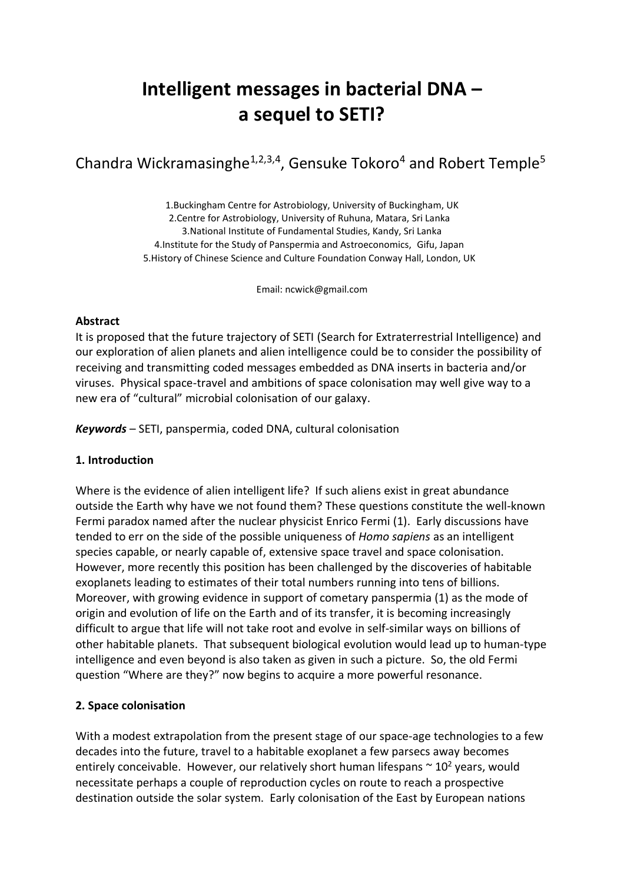# Intelligent messages in bacterial DNA – a sequel to SETI?

Chandra Wickramasinghe[1,2,3,4], Gensuke Tokoro[4] and Robert Temple[5]

1.Buckingham Centre for Astrobiology, University of Buckingham, UK
2.Centre for Astrobiology, University of Ruhuna, Matara, Sri Lanka
3.National Institute of Fundamental Studies, Kandy, Sri Lanka
4.Institute for the Study of Panspermia and Astroeconomics, Gifu, Japan
5.History of Chinese Science and Culture Foundation Conway Hall, London, UK

Email: ncwick@gmail.com

**Abstract**

It is proposed that the future trajectory of SETI (Search for Extraterrestrial Intelligence) and our exploration of alien planets and alien intelligence could be to consider the possibility of receiving and transmitting coded messages embedded as DNA inserts in bacteria and/or viruses. Physical space-travel and ambitions of space colonisation may well give way to a new era of "cultural" microbial colonisation of our galaxy.

***Keywords*** – SETI, panspermia, coded DNA, cultural colonisation

## 1. Introduction

Where is the evidence of alien intelligent life? If such aliens exist in great abundance outside the Earth why have we not found them? These questions constitute the well-known Fermi paradox named after the nuclear physicist Enrico Fermi (1). Early discussions have tended to err on the side of the possible uniqueness of *Homo sapiens* as an intelligent species capable, or nearly capable of, extensive space travel and space colonisation. However, more recently this position has been challenged by the discoveries of habitable exoplanets leading to estimates of their total numbers running into tens of billions. Moreover, with growing evidence in support of cometary panspermia (1) as the mode of origin and evolution of life on the Earth and of its transfer, it is becoming increasingly difficult to argue that life will not take root and evolve in self-similar ways on billions of other habitable planets. That subsequent biological evolution would lead up to human-type intelligence and even beyond is also taken as given in such a picture. So, the old Fermi question "Where are they?" now begins to acquire a more powerful resonance.

## 2. Space colonisation

With a modest extrapolation from the present stage of our space-age technologies to a few decades into the future, travel to a habitable exoplanet a few parsecs away becomes entirely conceivable. However, our relatively short human lifespans ~ $10^2$ years, would necessitate perhaps a couple of reproduction cycles on route to reach a prospective destination outside the solar system. Early colonisation of the East by European nations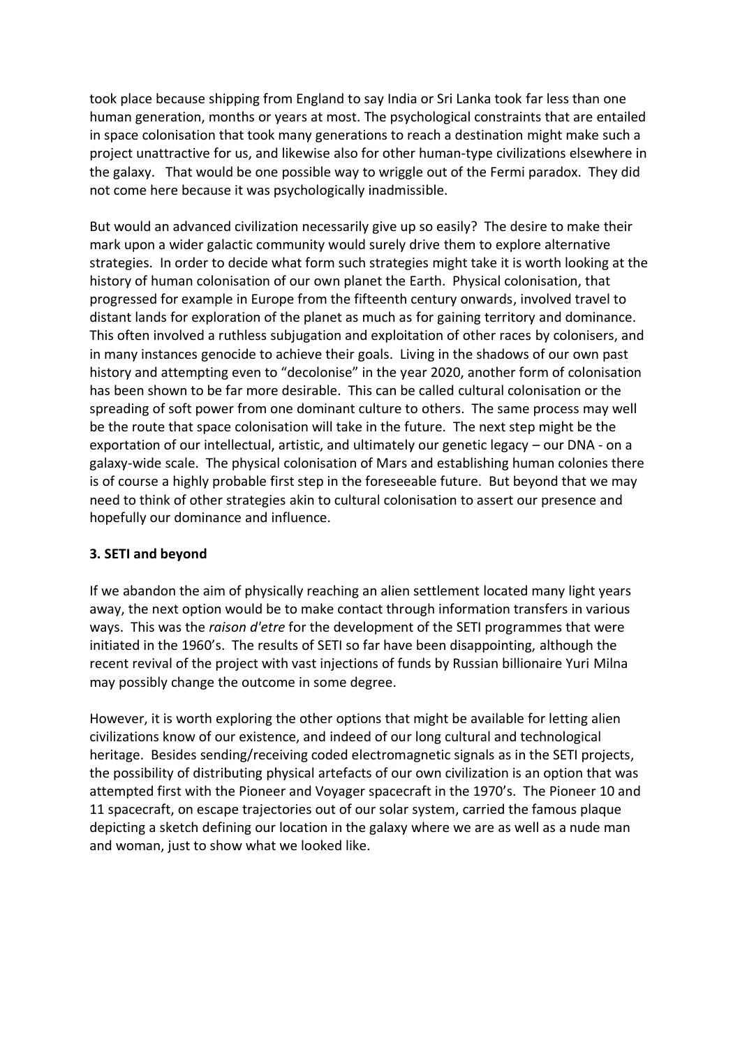took place because shipping from England to say India or Sri Lanka took far less than one human generation, months or years at most. The psychological constraints that are entailed in space colonisation that took many generations to reach a destination might make such a project unattractive for us, and likewise also for other human-type civilizations elsewhere in the galaxy. That would be one possible way to wriggle out of the Fermi paradox. They did not come here because it was psychologically inadmissible.

But would an advanced civilization necessarily give up so easily? The desire to make their mark upon a wider galactic community would surely drive them to explore alternative strategies. In order to decide what form such strategies might take it is worth looking at the history of human colonisation of our own planet the Earth. Physical colonisation, that progressed for example in Europe from the fifteenth century onwards, involved travel to distant lands for exploration of the planet as much as for gaining territory and dominance. This often involved a ruthless subjugation and exploitation of other races by colonisers, and in many instances genocide to achieve their goals. Living in the shadows of our own past history and attempting even to "decolonise" in the year 2020, another form of colonisation has been shown to be far more desirable. This can be called cultural colonisation or the spreading of soft power from one dominant culture to others. The same process may well be the route that space colonisation will take in the future. The next step might be the exportation of our intellectual, artistic, and ultimately our genetic legacy – our DNA - on a galaxy-wide scale. The physical colonisation of Mars and establishing human colonies there is of course a highly probable first step in the foreseeable future. But beyond that we may need to think of other strategies akin to cultural colonisation to assert our presence and hopefully our dominance and influence.

## 3. SETI and beyond

If we abandon the aim of physically reaching an alien settlement located many light years away, the next option would be to make contact through information transfers in various ways. This was the *raison d'etre* for the development of the SETI programmes that were initiated in the 1960's. The results of SETI so far have been disappointing, although the recent revival of the project with vast injections of funds by Russian billionaire Yuri Milna may possibly change the outcome in some degree.

However, it is worth exploring the other options that might be available for letting alien civilizations know of our existence, and indeed of our long cultural and technological heritage. Besides sending/receiving coded electromagnetic signals as in the SETI projects, the possibility of distributing physical artefacts of our own civilization is an option that was attempted first with the Pioneer and Voyager spacecraft in the 1970's. The Pioneer 10 and 11 spacecraft, on escape trajectories out of our solar system, carried the famous plaque depicting a sketch defining our location in the galaxy where we are as well as a nude man and woman, just to show what we looked like.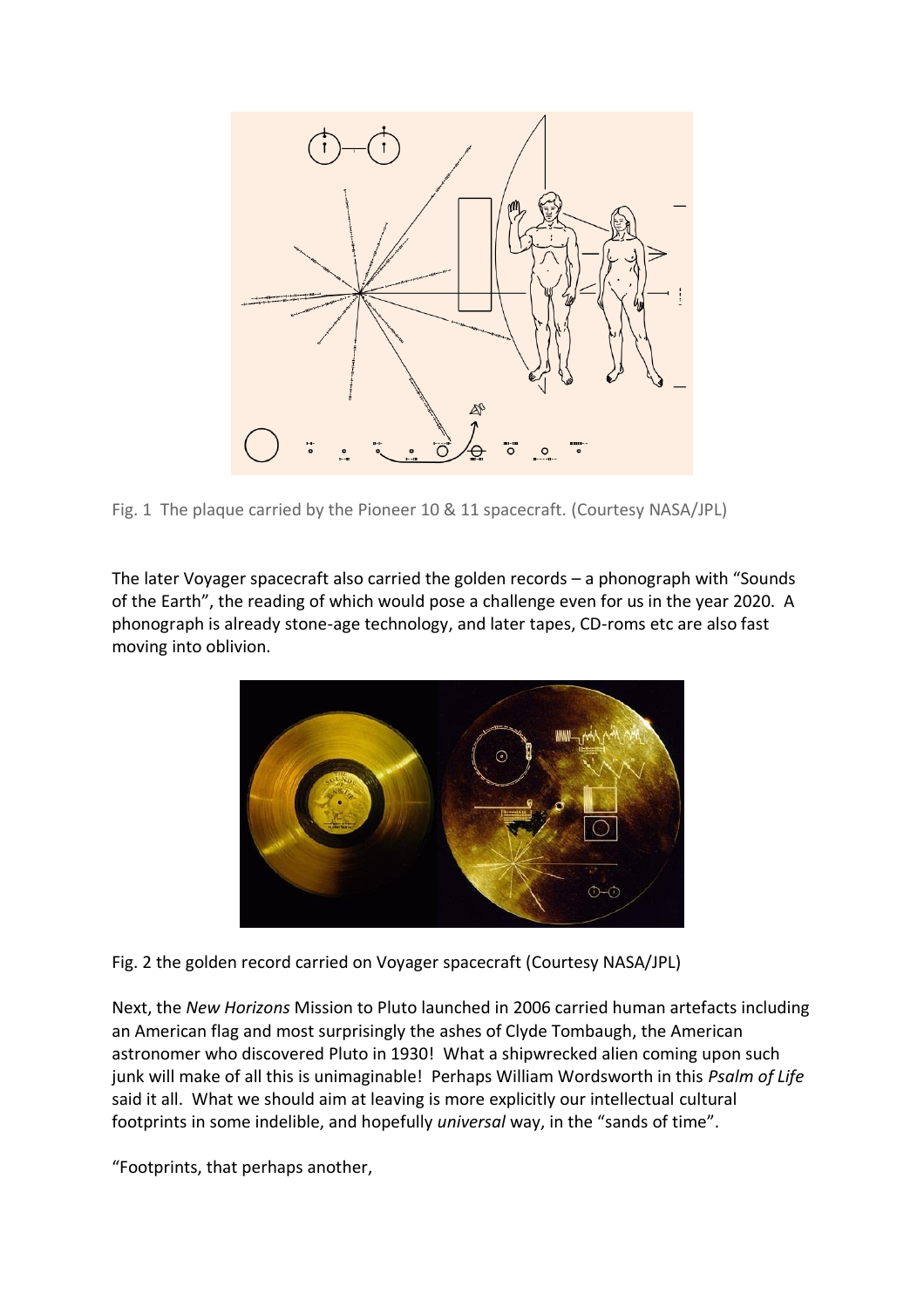Fig. 1 The plaque carried by the Pioneer 10 & 11 spacecraft. (Courtesy NASA/JPL)

The later Voyager spacecraft also carried the golden records – a phonograph with "Sounds of the Earth", the reading of which would pose a challenge even for us in the year 2020. A phonograph is already stone-age technology, and later tapes, CD-roms etc are also fast moving into oblivion.

Fig. 2 the golden record carried on Voyager spacecraft (Courtesy NASA/JPL)

Next, the *New Horizons* Mission to Pluto launched in 2006 carried human artefacts including an American flag and most surprisingly the ashes of Clyde Tombaugh, the American astronomer who discovered Pluto in 1930! What a shipwrecked alien coming upon such junk will make of all this is unimaginable! Perhaps William Wordsworth in this *Psalm of Life* said it all. What we should aim at leaving is more explicitly our intellectual cultural footprints in some indelible, and hopefully *universal* way, in the "sands of time".

"Footprints, that perhaps another,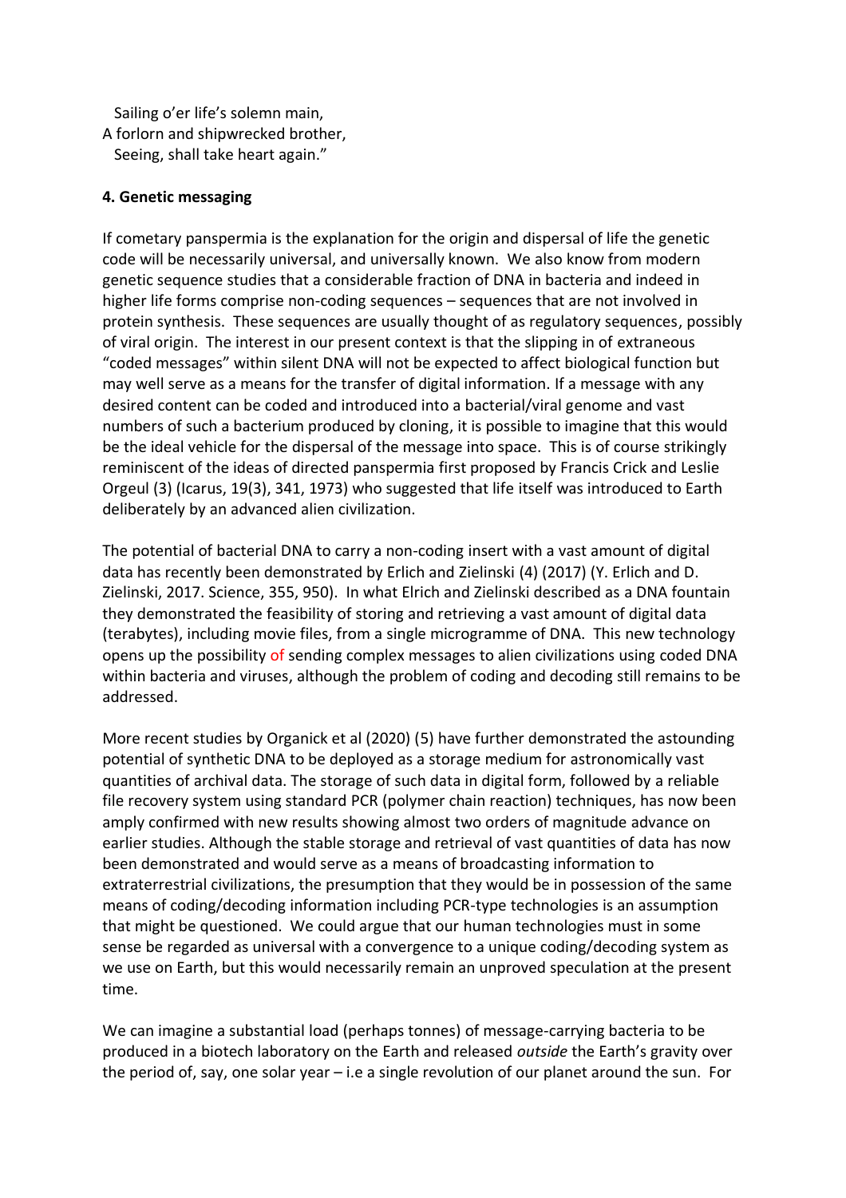Sailing o'er life's solemn main,  
A forlorn and shipwrecked brother,  
Seeing, shall take heart again."

**4. Genetic messaging**

If cometary panspermia is the explanation for the origin and dispersal of life the genetic code will be necessarily universal, and universally known. We also know from modern genetic sequence studies that a considerable fraction of DNA in bacteria and indeed in higher life forms comprise non-coding sequences – sequences that are not involved in protein synthesis. These sequences are usually thought of as regulatory sequences, possibly of viral origin. The interest in our present context is that the slipping in of extraneous "coded messages" within silent DNA will not be expected to affect biological function but may well serve as a means for the transfer of digital information. If a message with any desired content can be coded and introduced into a bacterial/viral genome and vast numbers of such a bacterium produced by cloning, it is possible to imagine that this would be the ideal vehicle for the dispersal of the message into space. This is of course strikingly reminiscent of the ideas of directed panspermia first proposed by Francis Crick and Leslie Orgeul (3) (Icarus, 19(3), 341, 1973) who suggested that life itself was introduced to Earth deliberately by an advanced alien civilization.

The potential of bacterial DNA to carry a non-coding insert with a vast amount of digital data has recently been demonstrated by Erlich and Zielinski (4) (2017) (Y. Erlich and D. Zielinski, 2017. Science, 355, 950). In what Elrich and Zielinski described as a DNA fountain they demonstrated the feasibility of storing and retrieving a vast amount of digital data (terabytes), including movie files, from a single microgramme of DNA. This new technology opens up the possibility of sending complex messages to alien civilizations using coded DNA within bacteria and viruses, although the problem of coding and decoding still remains to be addressed.

More recent studies by Organick et al (2020) (5) have further demonstrated the astounding potential of synthetic DNA to be deployed as a storage medium for astronomically vast quantities of archival data. The storage of such data in digital form, followed by a reliable file recovery system using standard PCR (polymer chain reaction) techniques, has now been amply confirmed with new results showing almost two orders of magnitude advance on earlier studies. Although the stable storage and retrieval of vast quantities of data has now been demonstrated and would serve as a means of broadcasting information to extraterrestrial civilizations, the presumption that they would be in possession of the same means of coding/decoding information including PCR-type technologies is an assumption that might be questioned. We could argue that our human technologies must in some sense be regarded as universal with a convergence to a unique coding/decoding system as we use on Earth, but this would necessarily remain an unproved speculation at the present time.

We can imagine a substantial load (perhaps tonnes) of message-carrying bacteria to be produced in a biotech laboratory on the Earth and released *outside* the Earth's gravity over the period of, say, one solar year – i.e a single revolution of our planet around the sun. For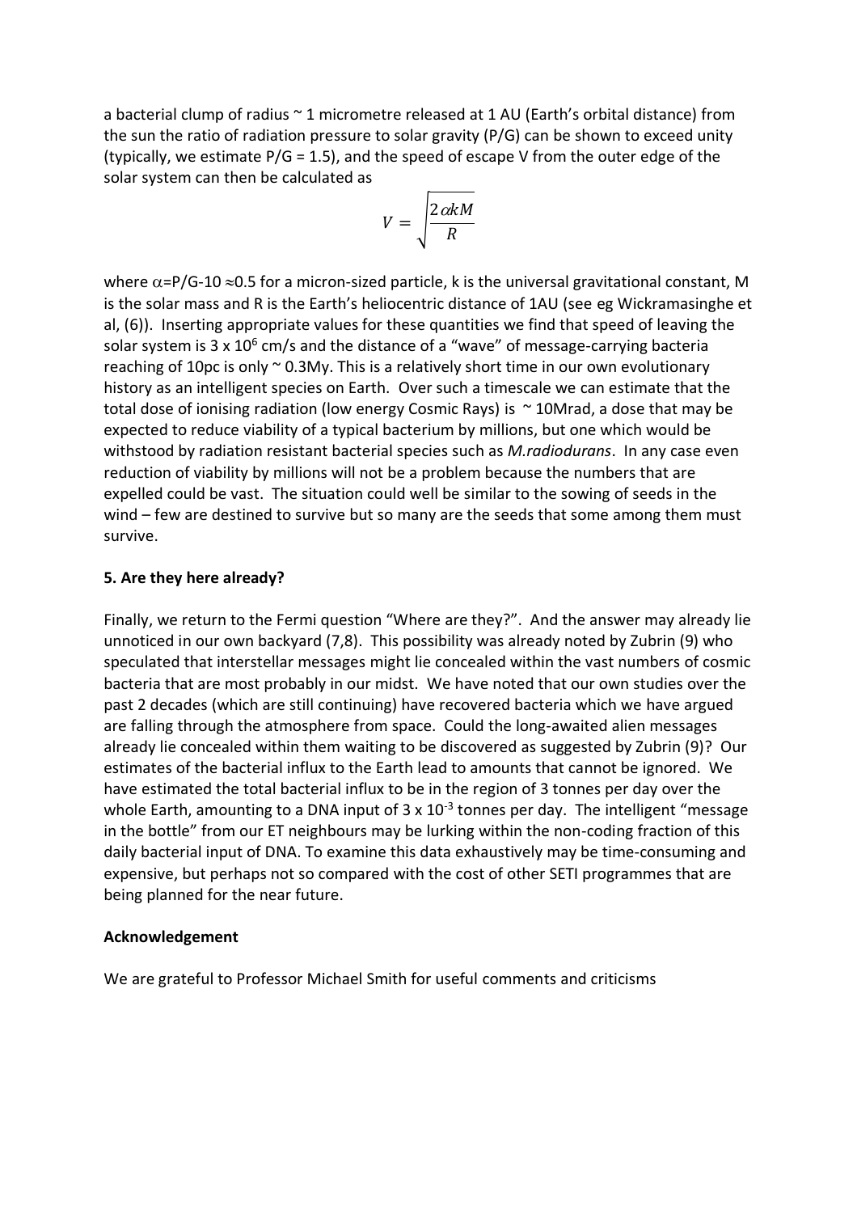a bacterial clump of radius ~ 1 micrometre released at 1 AU (Earth's orbital distance) from the sun the ratio of radiation pressure to solar gravity (P/G) can be shown to exceed unity (typically, we estimate P/G = 1.5), and the speed of escape V from the outer edge of the solar system can then be calculated as

$$V = \sqrt{\frac{2\alpha kM}{R}}$$

where $\alpha$=P/G-10 $\approx$0.5 for a micron-sized particle, k is the universal gravitational constant, M is the solar mass and R is the Earth's heliocentric distance of 1AU (see eg Wickramasinghe et al, (6)). Inserting appropriate values for these quantities we find that speed of leaving the solar system is $3 \times 10^6$ cm/s and the distance of a "wave" of message-carrying bacteria reaching of 10pc is only ~ 0.3My. This is a relatively short time in our own evolutionary history as an intelligent species on Earth. Over such a timescale we can estimate that the total dose of ionising radiation (low energy Cosmic Rays) is ~ 10Mrad, a dose that may be expected to reduce viability of a typical bacterium by millions, but one which would be withstood by radiation resistant bacterial species such as *M.radiodurans*. In any case even reduction of viability by millions will not be a problem because the numbers that are expelled could be vast. The situation could well be similar to the sowing of seeds in the wind – few are destined to survive but so many are the seeds that some among them must survive.

### 5. Are they here already?

Finally, we return to the Fermi question "Where are they?". And the answer may already lie unnoticed in our own backyard (7,8). This possibility was already noted by Zubrin (9) who speculated that interstellar messages might lie concealed within the vast numbers of cosmic bacteria that are most probably in our midst. We have noted that our own studies over the past 2 decades (which are still continuing) have recovered bacteria which we have argued are falling through the atmosphere from space. Could the long-awaited alien messages already lie concealed within them waiting to be discovered as suggested by Zubrin (9)? Our estimates of the bacterial influx to the Earth lead to amounts that cannot be ignored. We have estimated the total bacterial influx to be in the region of 3 tonnes per day over the whole Earth, amounting to a DNA input of $3 \times 10^{-3}$ tonnes per day. The intelligent "message in the bottle" from our ET neighbours may be lurking within the non-coding fraction of this daily bacterial input of DNA. To examine this data exhaustively may be time-consuming and expensive, but perhaps not so compared with the cost of other SETI programmes that are being planned for the near future.

### Acknowledgement

We are grateful to Professor Michael Smith for useful comments and criticisms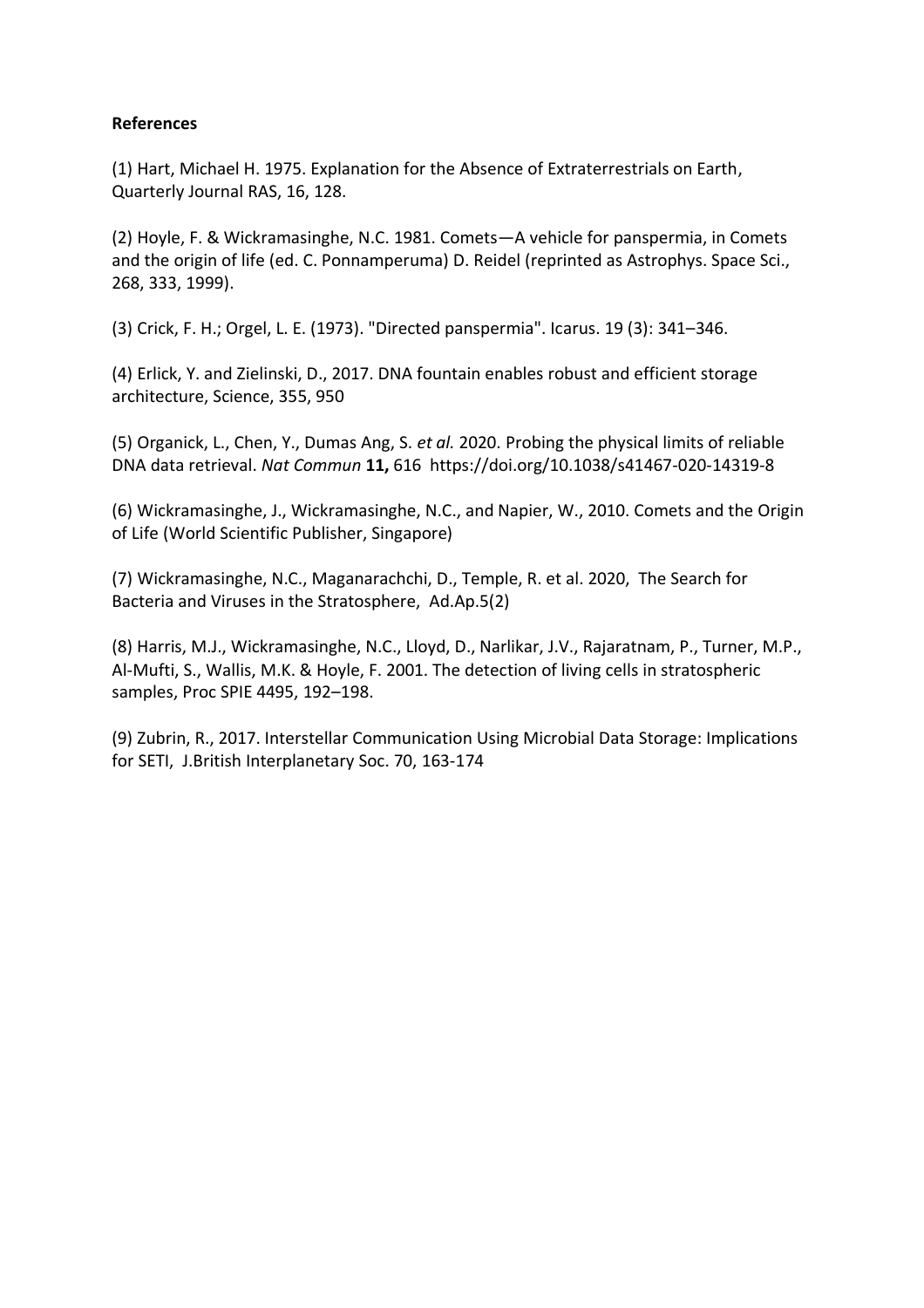**References**

(1) Hart, Michael H. 1975. Explanation for the Absence of Extraterrestrials on Earth, Quarterly Journal RAS, 16, 128.

(2) Hoyle, F. & Wickramasinghe, N.C. 1981. Comets—A vehicle for panspermia, in Comets and the origin of life (ed. C. Ponnamperuma) D. Reidel (reprinted as Astrophys. Space Sci., 268, 333, 1999).

(3) Crick, F. H.; Orgel, L. E. (1973). "Directed panspermia". Icarus. 19 (3): 341–346.

(4) Erlick, Y. and Zielinski, D., 2017. DNA fountain enables robust and efficient storage architecture, Science, 355, 950

(5) Organick, L., Chen, Y., Dumas Ang, S. *et al.* 2020. Probing the physical limits of reliable DNA data retrieval. *Nat Commun* **11,** 616 https://doi.org/10.1038/s41467-020-14319-8

(6) Wickramasinghe, J., Wickramasinghe, N.C., and Napier, W., 2010. Comets and the Origin of Life (World Scientific Publisher, Singapore)

(7) Wickramasinghe, N.C., Maganarachchi, D., Temple, R. et al. 2020, The Search for Bacteria and Viruses in the Stratosphere, Ad.Ap.5(2)

(8) Harris, M.J., Wickramasinghe, N.C., Lloyd, D., Narlikar, J.V., Rajaratnam, P., Turner, M.P., Al-Mufti, S., Wallis, M.K. & Hoyle, F. 2001. The detection of living cells in stratospheric samples, Proc SPIE 4495, 192–198.

(9) Zubrin, R., 2017. Interstellar Communication Using Microbial Data Storage: Implications for SETI, J.British Interplanetary Soc. 70, 163-174